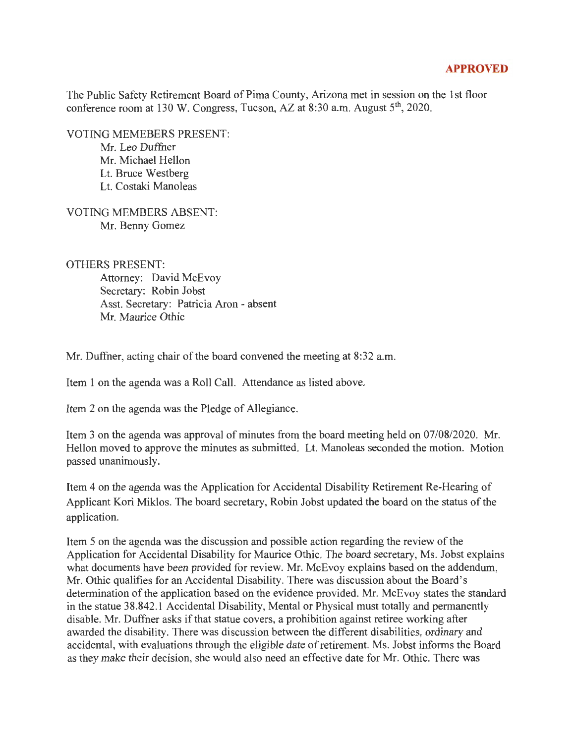**APPROVED**

The Public Safety Retirement Board of Pima County, Arizona met in session on the 1st floor conference room at 130 W. Congress, Tucson, AZ at 8:30 a.m. August 5th, 2020.

VOTING MEMEBERS PRESENT:
- Mr. Leo Duffner
- Mr. Michael Hellon
- Lt. Bruce Westberg
- Lt. Costaki Manoleas

VOTING MEMBERS ABSENT:
- Mr. Benny Gomez

OTHERS PRESENT:
- Attorney: David McEvoy
- Secretary: Robin Jobst
- Asst. Secretary: Patricia Aron - absent
- Mr. Maurice Othic

Mr. Duffner, acting chair of the board convened the meeting at 8:32 a.m.

Item 1 on the agenda was a Roll Call. Attendance as listed above.

Item 2 on the agenda was the Pledge of Allegiance.

Item 3 on the agenda was approval of minutes from the board meeting held on 07/08/2020. Mr. Hellon moved to approve the minutes as submitted. Lt. Manoleas seconded the motion. Motion passed unanimously.

Item 4 on the agenda was the Application for Accidental Disability Retirement Re-Hearing of Applicant Kori Miklos. The board secretary, Robin Jobst updated the board on the status of the application.

Item 5 on the agenda was the discussion and possible action regarding the review of the Application for Accidental Disability for Maurice Othic. The board secretary, Ms. Jobst explains what documents have been provided for review. Mr. McEvoy explains based on the addendum, Mr. Othic qualifies for an Accidental Disability. There was discussion about the Board's determination of the application based on the evidence provided. Mr. McEvoy states the standard in the statue 38.842.1 Accidental Disability, Mental or Physical must totally and permanently disable. Mr. Duffner asks if that statue covers, a prohibition against retiree working after awarded the disability. There was discussion between the different disabilities, ordinary and accidental, with evaluations through the eligible date of retirement. Ms. Jobst informs the Board as they make their decision, she would also need an effective date for Mr. Othic. There was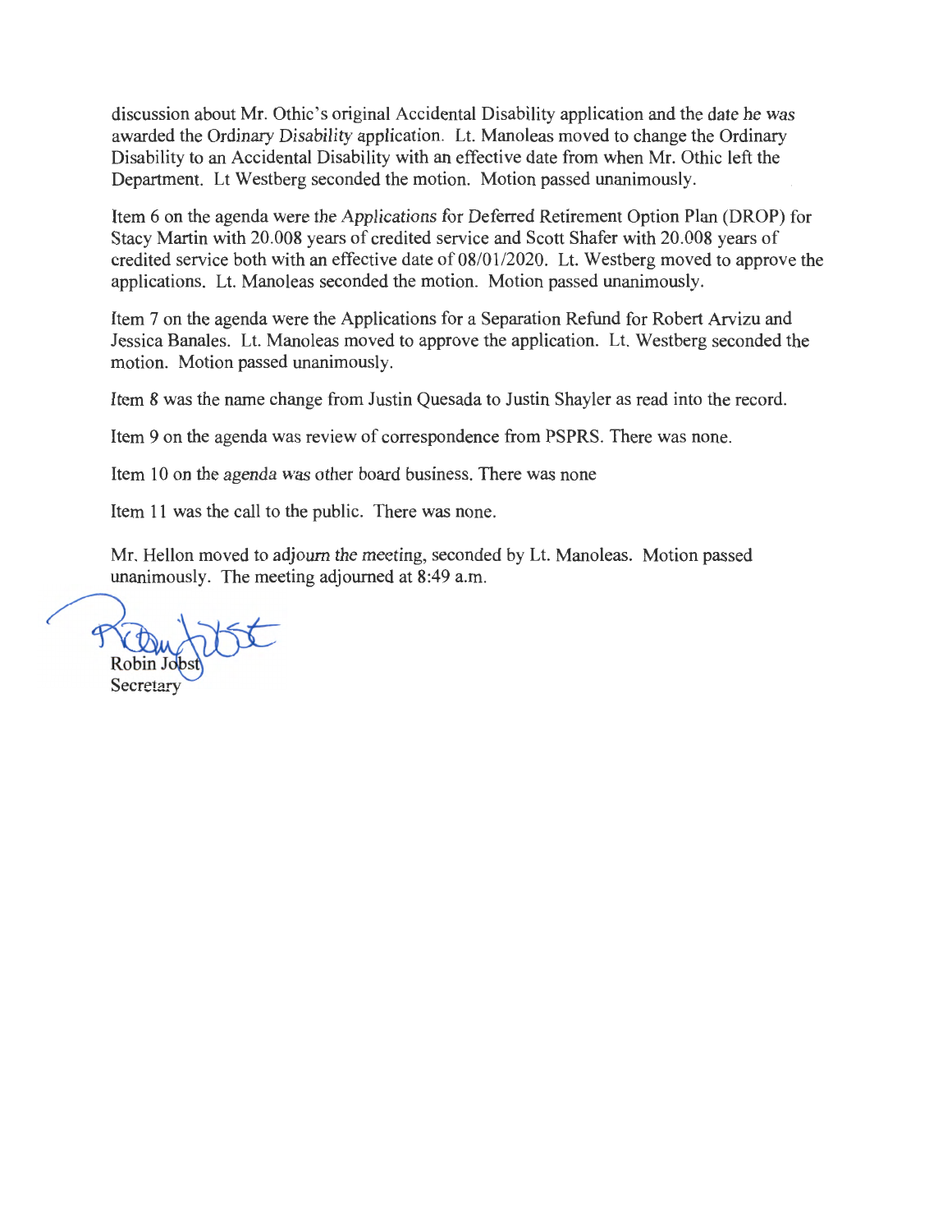discussion about Mr. Othic's original Accidental Disability application and the date he was awarded the Ordinary Disability application. Lt. Manoleas moved to change the Ordinary Disability to an Accidental Disability with an effective date from when Mr. Othic left the Department. Lt Westberg seconded the motion. Motion passed unanimously.

Item 6 on the agenda were the Applications for Deferred Retirement Option Plan (DROP) for Stacy Martin with 20.008 years of credited service and Scott Shafer with 20.008 years of credited service both with an effective date of 08/01/2020. Lt. Westberg moved to approve the applications. Lt. Manoleas seconded the motion. Motion passed unanimously.

Item 7 on the agenda were the Applications for a Separation Refund for Robert Arvizu and Jessica Banales. Lt. Manoleas moved to approve the application. Lt. Westberg seconded the motion. Motion passed unanimously.

Item 8 was the name change from Justin Quesada to Justin Shayler as read into the record.

Item 9 on the agenda was review of correspondence from PSPRS. There was none.

Item 10 on the agenda was other board business. There was none

Item 11 was the call to the public. There was none.

Mr. Hellon moved to adjourn the meeting, seconded by Lt. Manoleas. Motion passed unanimously. The meeting adjourned at 8:49 a.m.

Robin Jobst
Secretary